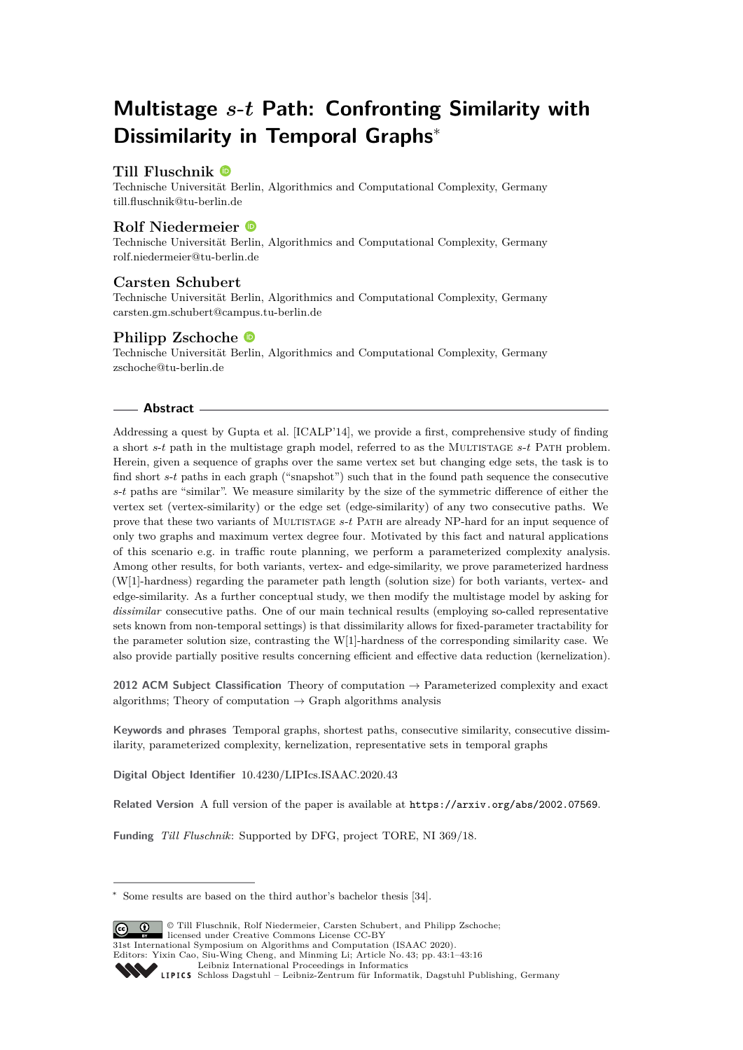# Multistage $s$-$t$ Path: Confronting Similarity with Dissimilarity in Temporal Graphs*

**Till Fluschnik**
Technische Universität Berlin, Algorithmics and Computational Complexity, Germany
till.fluschnik@tu-berlin.de

**Rolf Niedermeier**
Technische Universität Berlin, Algorithmics and Computational Complexity, Germany
rolf.niedermeier@tu-berlin.de

**Carsten Schubert**
Technische Universität Berlin, Algorithmics and Computational Complexity, Germany
carsten.gm.schubert@campus.tu-berlin.de

**Philipp Zschoche**
Technische Universität Berlin, Algorithmics and Computational Complexity, Germany
zschoche@tu-berlin.de

## Abstract

Addressing a quest by Gupta et al. [ICALP'14], we provide a first, comprehensive study of finding a short $s$-$t$ path in the multistage graph model, referred to as the Multistage $s$-$t$ Path problem. Herein, given a sequence of graphs over the same vertex set but changing edge sets, the task is to find short $s$-$t$ paths in each graph ("snapshot") such that in the found path sequence the consecutive $s$-$t$ paths are "similar". We measure similarity by the size of the symmetric difference of either the vertex set (vertex-similarity) or the edge set (edge-similarity) of any two consecutive paths. We prove that these two variants of Multistage $s$-$t$ Path are already NP-hard for an input sequence of only two graphs and maximum vertex degree four. Motivated by this fact and natural applications of this scenario e.g. in traffic route planning, we perform a parameterized complexity analysis. Among other results, for both variants, vertex- and edge-similarity, we prove parameterized hardness (W[1]-hardness) regarding the parameter path length (solution size) for both variants, vertex- and edge-similarity. As a further conceptual study, we then modify the multistage model by asking for *dissimilar* consecutive paths. One of our main technical results (employing so-called representative sets known from non-temporal settings) is that dissimilarity allows for fixed-parameter tractability for the parameter solution size, contrasting the W[1]-hardness of the corresponding similarity case. We also provide partially positive results concerning efficient and effective data reduction (kernelization).

**2012 ACM Subject Classification** Theory of computation → Parameterized complexity and exact algorithms; Theory of computation → Graph algorithms analysis

**Keywords and phrases** Temporal graphs, shortest paths, consecutive similarity, consecutive dissimilarity, parameterized complexity, kernelization, representative sets in temporal graphs

**Digital Object Identifier** 10.4230/LIPIcs.ISAAC.2020.43

**Related Version** A full version of the paper is available at `https://arxiv.org/abs/2002.07569`.

**Funding** *Till Fluschnik*: Supported by DFG, project TORE, NI 369/18.

---

* Some results are based on the third author's bachelor thesis [34].

© Till Fluschnik, Rolf Niedermeier, Carsten Schubert, and Philipp Zschoche;
licensed under Creative Commons License CC-BY
31st International Symposium on Algorithms and Computation (ISAAC 2020).
Editors: Yixin Cao, Siu-Wing Cheng, and Minming Li; Article No. 43; pp. 43:1–43:16
Leibniz International Proceedings in Informatics
Schloss Dagstuhl – Leibniz-Zentrum für Informatik, Dagstuhl Publishing, Germany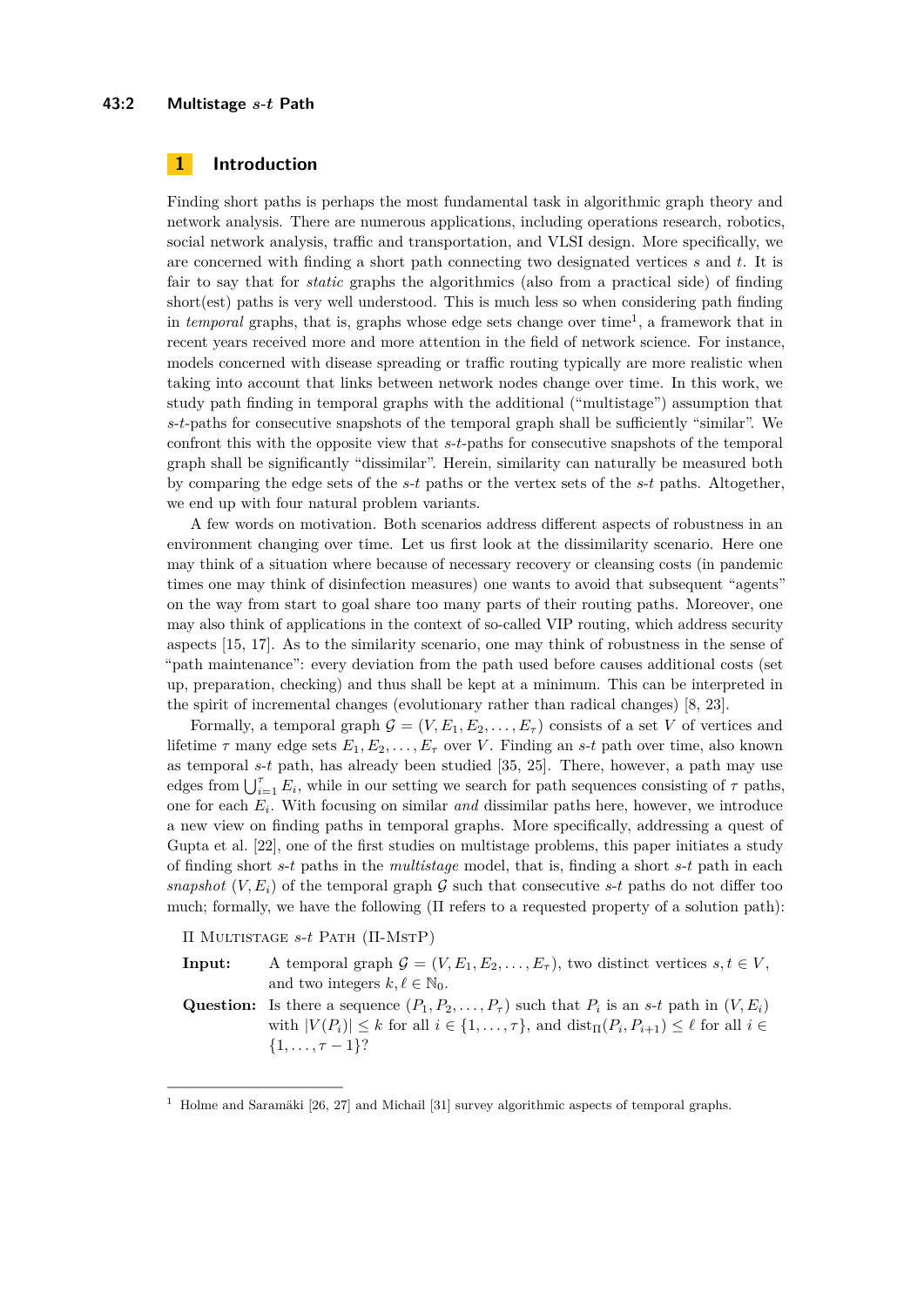# 1 Introduction

Finding short paths is perhaps the most fundamental task in algorithmic graph theory and network analysis. There are numerous applications, including operations research, robotics, social network analysis, traffic and transportation, and VLSI design. More specifically, we are concerned with finding a short path connecting two designated vertices $s$ and $t$. It is fair to say that for *static* graphs the algorithmics (also from a practical side) of finding short(est) paths is very well understood. This is much less so when considering path finding in *temporal* graphs, that is, graphs whose edge sets change over time[1], a framework that in recent years received more and more attention in the field of network science. For instance, models concerned with disease spreading or traffic routing typically are more realistic when taking into account that links between network nodes change over time. In this work, we study path finding in temporal graphs with the additional ("multistage") assumption that $s$-$t$-paths for consecutive snapshots of the temporal graph shall be sufficiently "similar". We confront this with the opposite view that $s$-$t$-paths for consecutive snapshots of the temporal graph shall be significantly "dissimilar". Herein, similarity can naturally be measured both by comparing the edge sets of the $s$-$t$ paths or the vertex sets of the $s$-$t$ paths. Altogether, we end up with four natural problem variants.

A few words on motivation. Both scenarios address different aspects of robustness in an environment changing over time. Let us first look at the dissimilarity scenario. Here one may think of a situation where because of necessary recovery or cleansing costs (in pandemic times one may think of disinfection measures) one wants to avoid that subsequent "agents" on the way from start to goal share too many parts of their routing paths. Moreover, one may also think of applications in the context of so-called VIP routing, which address security aspects [15, 17]. As to the similarity scenario, one may think of robustness in the sense of "path maintenance": every deviation from the path used before causes additional costs (set up, preparation, checking) and thus shall be kept at a minimum. This can be interpreted in the spirit of incremental changes (evolutionary rather than radical changes) [8, 23].

Formally, a temporal graph $\mathcal{G} = (V, E_1, E_2, \dots, E_\tau)$ consists of a set $V$ of vertices and lifetime $\tau$ many edge sets $E_1, E_2, \dots, E_\tau$ over $V$. Finding an $s$-$t$ path over time, also known as temporal $s$-$t$ path, has already been studied [35, 25]. There, however, a path may use edges from $\bigcup_{i=1}^{\tau} E_i$, while in our setting we search for path sequences consisting of $\tau$ paths, one for each $E_i$. With focusing on similar *and* dissimilar paths here, however, we introduce a new view on finding paths in temporal graphs. More specifically, addressing a quest of Gupta et al. [22], one of the first studies on multistage problems, this paper initiates a study of finding short $s$-$t$ paths in the *multistage* model, that is, finding a short $s$-$t$ path in each *snapshot* $(V, E_i)$ of the temporal graph $\mathcal{G}$ such that consecutive $s$-$t$ paths do not differ too much; formally, we have the following ($\Pi$ refers to a requested property of a solution path):

$\Pi$ Multistage $s$-$t$ Path ($\Pi$-MstP)

**Input:** A temporal graph $\mathcal{G} = (V, E_1, E_2, \dots, E_\tau)$, two distinct vertices $s, t \in V$, and two integers $k, \ell \in \mathbb{N}_0$.

**Question:** Is there a sequence $(P_1, P_2, \dots, P_\tau)$ such that $P_i$ is an $s$-$t$ path in $(V, E_i)$ with $|V(P_i)| \leq k$ for all $i \in \{1, \dots, \tau\}$, and $\operatorname{dist}_\Pi(P_i, P_{i+1}) \leq \ell$ for all $i \in \{1, \dots, \tau - 1\}$?

---

[1] Holme and Saramäki [26, 27] and Michail [31] survey algorithmic aspects of temporal graphs.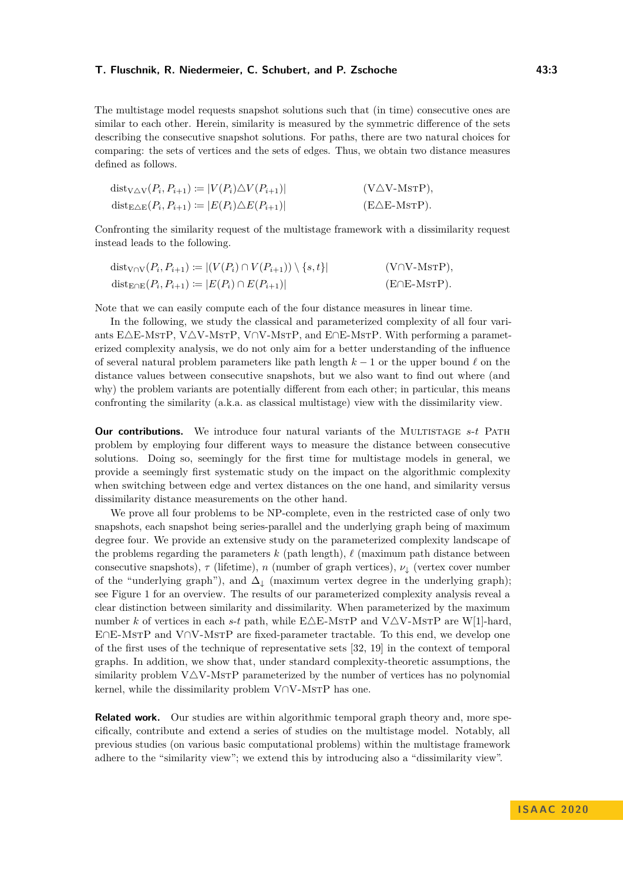The multistage model requests snapshot solutions such that (in time) consecutive ones are similar to each other. Herein, similarity is measured by the symmetric difference of the sets describing the consecutive snapshot solutions. For paths, there are two natural choices for comparing: the sets of vertices and the sets of edges. Thus, we obtain two distance measures defined as follows.

$$\mathrm{dist}_{\mathrm{V}\triangle\mathrm{V}}(P_i, P_{i+1}) := |V(P_i) \triangle V(P_{i+1})| \qquad (\mathrm{V}\triangle\mathrm{V}\text{-MstP}),$$

$$\mathrm{dist}_{\mathrm{E}\triangle\mathrm{E}}(P_i, P_{i+1}) := |E(P_i) \triangle E(P_{i+1})| \qquad (\mathrm{E}\triangle\mathrm{E}\text{-MstP}).$$

Confronting the similarity request of the multistage framework with a dissimilarity request instead leads to the following.

$$\mathrm{dist}_{\mathrm{V}\cap\mathrm{V}}(P_i, P_{i+1}) := |(V(P_i) \cap V(P_{i+1})) \setminus \{s,t\}| \qquad (\mathrm{V}\cap\mathrm{V}\text{-MstP}),$$

$$\mathrm{dist}_{\mathrm{E}\cap\mathrm{E}}(P_i, P_{i+1}) := |E(P_i) \cap E(P_{i+1})| \qquad (\mathrm{E}\cap\mathrm{E}\text{-MstP}).$$

Note that we can easily compute each of the four distance measures in linear time.

In the following, we study the classical and parameterized complexity of all four variants E△E-MstP, V△V-MstP, V∩V-MstP, and E∩E-MstP. With performing a parameterized complexity analysis, we do not only aim for a better understanding of the influence of several natural problem parameters like path length $k-1$ or the upper bound $\ell$ on the distance values between consecutive snapshots, but we also want to find out where (and why) the problem variants are potentially different from each other; in particular, this means confronting the similarity (a.k.a. as classical multistage) view with the dissimilarity view.

**Our contributions.** We introduce four natural variants of the Multistage $s$-$t$ Path problem by employing four different ways to measure the distance between consecutive solutions. Doing so, seemingly for the first time for multistage models in general, we provide a seemingly first systematic study on the impact on the algorithmic complexity when switching between edge and vertex distances on the one hand, and similarity versus dissimilarity distance measurements on the other hand.

We prove all four problems to be NP-complete, even in the restricted case of only two snapshots, each snapshot being series-parallel and the underlying graph being of maximum degree four. We provide an extensive study on the parameterized complexity landscape of the problems regarding the parameters $k$ (path length), $\ell$ (maximum path distance between consecutive snapshots), $\tau$ (lifetime), $n$ (number of graph vertices), $\nu_\downarrow$ (vertex cover number of the "underlying graph"), and $\Delta_\downarrow$ (maximum vertex degree in the underlying graph); see Figure 1 for an overview. The results of our parameterized complexity analysis reveal a clear distinction between similarity and dissimilarity. When parameterized by the maximum number $k$ of vertices in each $s$-$t$ path, while E△E-MstP and V△V-MstP are W[1]-hard, E∩E-MstP and V∩V-MstP are fixed-parameter tractable. To this end, we develop one of the first uses of the technique of representative sets [32, 19] in the context of temporal graphs. In addition, we show that, under standard complexity-theoretic assumptions, the similarity problem V△V-MstP parameterized by the number of vertices has no polynomial kernel, while the dissimilarity problem V∩V-MstP has one.

**Related work.** Our studies are within algorithmic temporal graph theory and, more specifically, contribute and extend a series of studies on the multistage model. Notably, all previous studies (on various basic computational problems) within the multistage framework adhere to the "similarity view"; we extend this by introducing also a "dissimilarity view".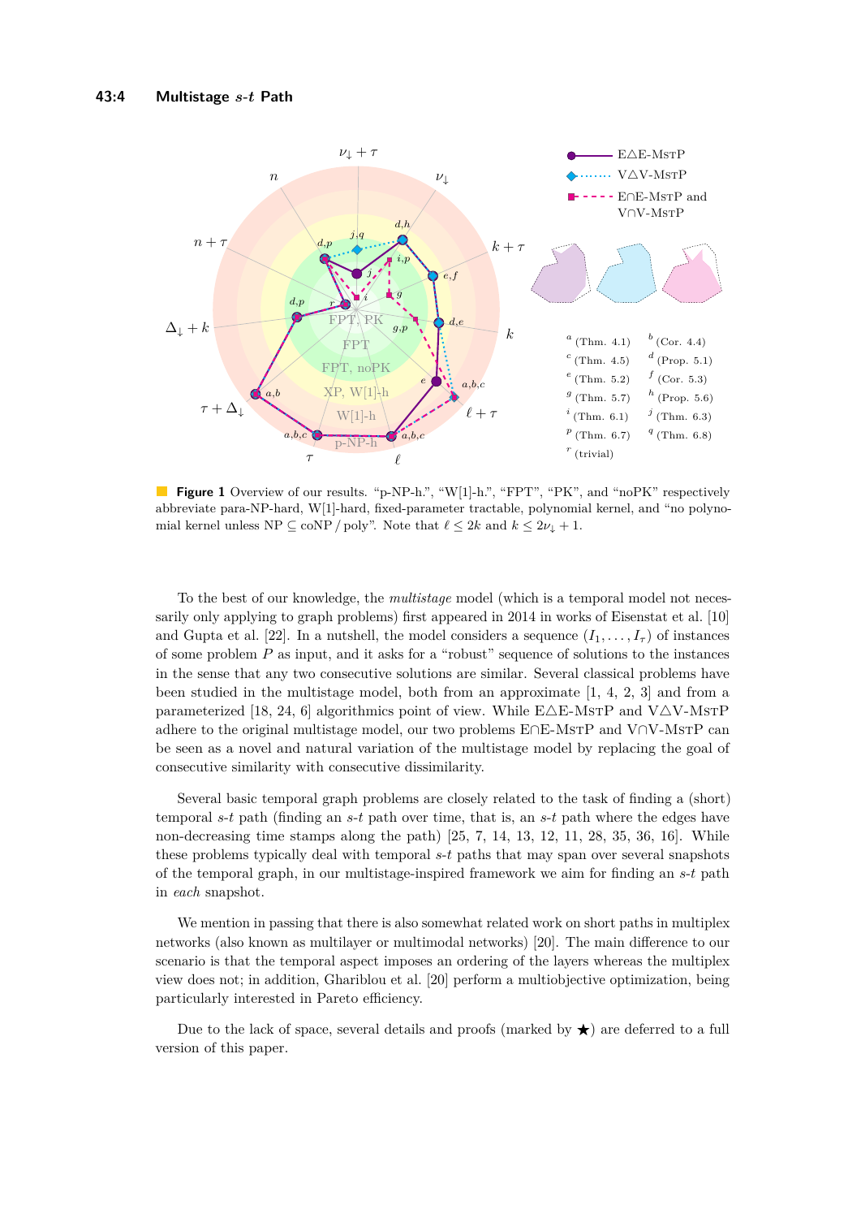**Figure 1** Overview of our results. "p-NP-h.", "W[1]-h.", "FPT", "PK", and "noPK" respectively abbreviate para-NP-hard, W[1]-hard, fixed-parameter tractable, polynomial kernel, and "no polynomial kernel unless NP ⊆ coNP / poly". Note that $\ell \leq 2k$ and $k \leq 2\nu_\downarrow + 1$.

To the best of our knowledge, the *multistage* model (which is a temporal model not necessarily only applying to graph problems) first appeared in 2014 in works of Eisenstat et al. [10] and Gupta et al. [22]. In a nutshell, the model considers a sequence $(I_1, \ldots, I_\tau)$ of instances of some problem $P$ as input, and it asks for a "robust" sequence of solutions to the instances in the sense that any two consecutive solutions are similar. Several classical problems have been studied in the multistage model, both from an approximate [1, 4, 2, 3] and from a parameterized [18, 24, 6] algorithmics point of view. While E△E-MstP and V△V-MstP adhere to the original multistage model, our two problems E∩E-MstP and V∩V-MstP can be seen as a novel and natural variation of the multistage model by replacing the goal of consecutive similarity with consecutive dissimilarity.

Several basic temporal graph problems are closely related to the task of finding a (short) temporal $s$-$t$ path (finding an $s$-$t$ path over time, that is, an $s$-$t$ path where the edges have non-decreasing time stamps along the path) [25, 7, 14, 13, 12, 11, 28, 35, 36, 16]. While these problems typically deal with temporal $s$-$t$ paths that may span over several snapshots of the temporal graph, in our multistage-inspired framework we aim for finding an $s$-$t$ path in *each* snapshot.

We mention in passing that there is also somewhat related work on short paths in multiplex networks (also known as multilayer or multimodal networks) [20]. The main difference to our scenario is that the temporal aspect imposes an ordering of the layers whereas the multiplex view does not; in addition, Ghariblou et al. [20] perform a multiobjective optimization, being particularly interested in Pareto efficiency.

Due to the lack of space, several details and proofs (marked by ★) are deferred to a full version of this paper.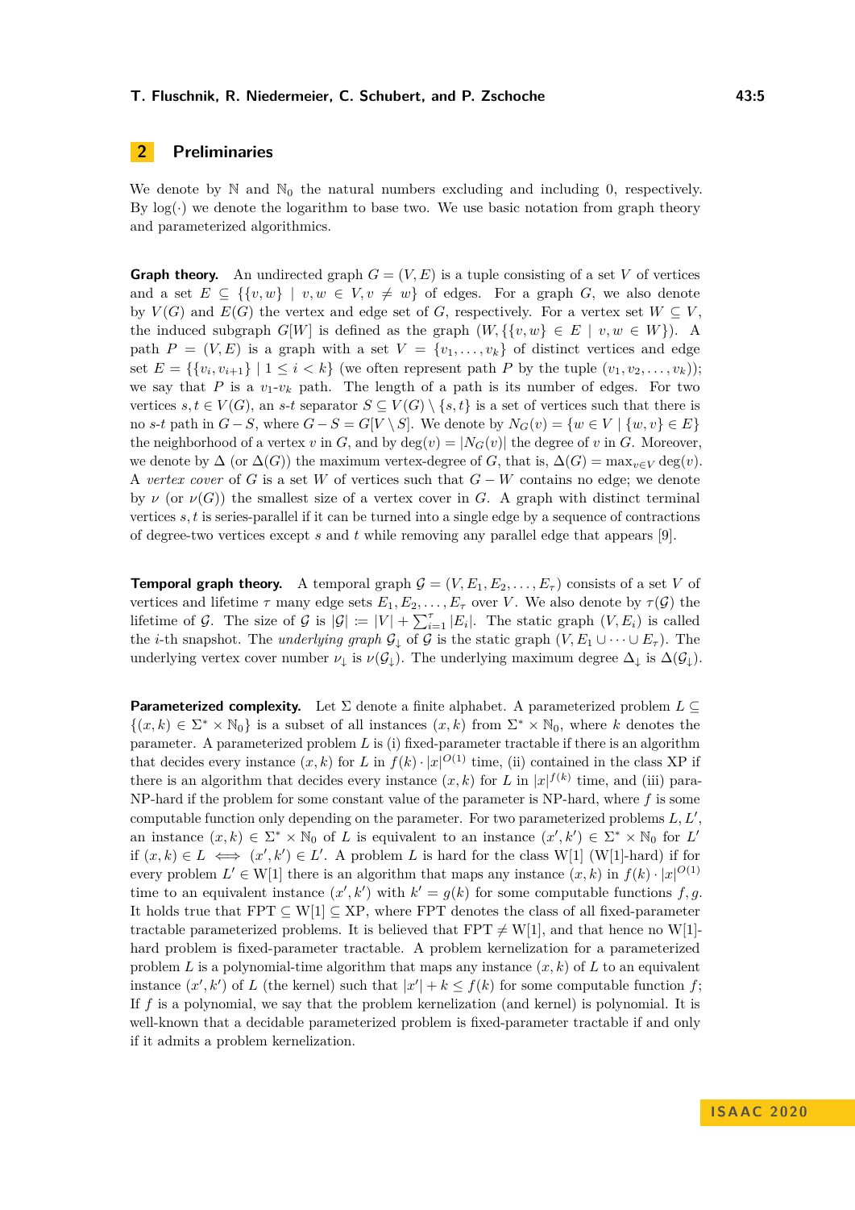## 2 Preliminaries

We denote by $\mathbb{N}$ and $\mathbb{N}_0$ the natural numbers excluding and including 0, respectively. By $\log(\cdot)$ we denote the logarithm to base two. We use basic notation from graph theory and parameterized algorithms.

**Graph theory.** An undirected graph $G = (V, E)$ is a tuple consisting of a set $V$ of vertices and a set $E \subseteq \{\{v, w\} \mid v, w \in V, v \neq w\}$ of edges. For a graph $G$, we also denote by $V(G)$ and $E(G)$ the vertex and edge set of $G$, respectively. For a vertex set $W \subseteq V$, the induced subgraph $G[W]$ is defined as the graph $(W, \{\{v, w\} \in E \mid v, w \in W\})$. A path $P = (V, E)$ is a graph with a set $V = \{v_1, \ldots, v_k\}$ of distinct vertices and edge set $E = \{\{v_i, v_{i+1}\} \mid 1 \leq i < k\}$ (we often represent path $P$ by the tuple $(v_1, v_2, \ldots, v_k)$); we say that $P$ is a $v_1$-$v_k$ path. The length of a path is its number of edges. For two vertices $s, t \in V(G)$, an $s$-$t$ separator $S \subseteq V(G) \setminus \{s, t\}$ is a set of vertices such that there is no $s$-$t$ path in $G - S$, where $G - S = G[V \setminus S]$. We denote by $N_G(v) = \{w \in V \mid \{w, v\} \in E\}$ the neighborhood of a vertex $v$ in $G$, and by $\deg(v) = |N_G(v)|$ the degree of $v$ in $G$. Moreover, we denote by $\Delta$ (or $\Delta(G)$) the maximum vertex-degree of $G$, that is, $\Delta(G) = \max_{v \in V} \deg(v)$. A *vertex cover* of $G$ is a set $W$ of vertices such that $G - W$ contains no edge; we denote by $\nu$ (or $\nu(G)$) the smallest size of a vertex cover in $G$. A graph with distinct terminal vertices $s, t$ is series-parallel if it can be turned into a single edge by a sequence of contractions of degree-two vertices except $s$ and $t$ while removing any parallel edge that appears [9].

**Temporal graph theory.** A temporal graph $\mathcal{G} = (V, E_1, E_2, \ldots, E_\tau)$ consists of a set $V$ of vertices and lifetime $\tau$ many edge sets $E_1, E_2, \ldots, E_\tau$ over $V$. We also denote by $\tau(\mathcal{G})$ the lifetime of $\mathcal{G}$. The size of $\mathcal{G}$ is $|\mathcal{G}| := |V| + \sum_{i=1}^{\tau} |E_i|$. The static graph $(V, E_i)$ is called the $i$-th snapshot. The *underlying graph* $\mathcal{G}_\downarrow$ of $\mathcal{G}$ is the static graph $(V, E_1 \cup \cdots \cup E_\tau)$. The underlying vertex cover number $\nu_\downarrow$ is $\nu(\mathcal{G}_\downarrow)$. The underlying maximum degree $\Delta_\downarrow$ is $\Delta(\mathcal{G}_\downarrow)$.

**Parameterized complexity.** Let $\Sigma$ denote a finite alphabet. A parameterized problem $L \subseteq \{(x, k) \in \Sigma^* \times \mathbb{N}_0\}$ is a subset of all instances $(x, k)$ from $\Sigma^* \times \mathbb{N}_0$, where $k$ denotes the parameter. A parameterized problem $L$ is (i) fixed-parameter tractable if there is an algorithm that decides every instance $(x, k)$ for $L$ in $f(k) \cdot |x|^{O(1)}$ time, (ii) contained in the class XP if there is an algorithm that decides every instance $(x, k)$ for $L$ in $|x|^{f(k)}$ time, and (iii) para-NP-hard if the problem for some constant value of the parameter is NP-hard, where $f$ is some computable function only depending on the parameter. For two parameterized problems $L, L'$, an instance $(x, k) \in \Sigma^* \times \mathbb{N}_0$ of $L$ is equivalent to an instance $(x', k') \in \Sigma^* \times \mathbb{N}_0$ for $L'$ if $(x, k) \in L \iff (x', k') \in L'$. A problem $L$ is hard for the class W[1] (W[1]-hard) if for every problem $L' \in$ W[1] there is an algorithm that maps any instance $(x, k)$ in $f(k) \cdot |x|^{O(1)}$ time to an equivalent instance $(x', k')$ with $k' = g(k)$ for some computable functions $f, g$. It holds true that FPT $\subseteq$ W[1] $\subseteq$ XP, where FPT denotes the class of all fixed-parameter tractable parameterized problems. It is believed that FPT $\neq$ W[1], and that hence no W[1]-hard problem is fixed-parameter tractable. A problem kernelization for a parameterized problem $L$ is a polynomial-time algorithm that maps any instance $(x, k)$ of $L$ to an equivalent instance $(x', k')$ of $L$ (the kernel) such that $|x'| + k \leq f(k)$ for some computable function $f$; If $f$ is a polynomial, we say that the problem kernelization (and kernel) is polynomial. It is well-known that a decidable parameterized problem is fixed-parameter tractable if and only if it admits a problem kernelization.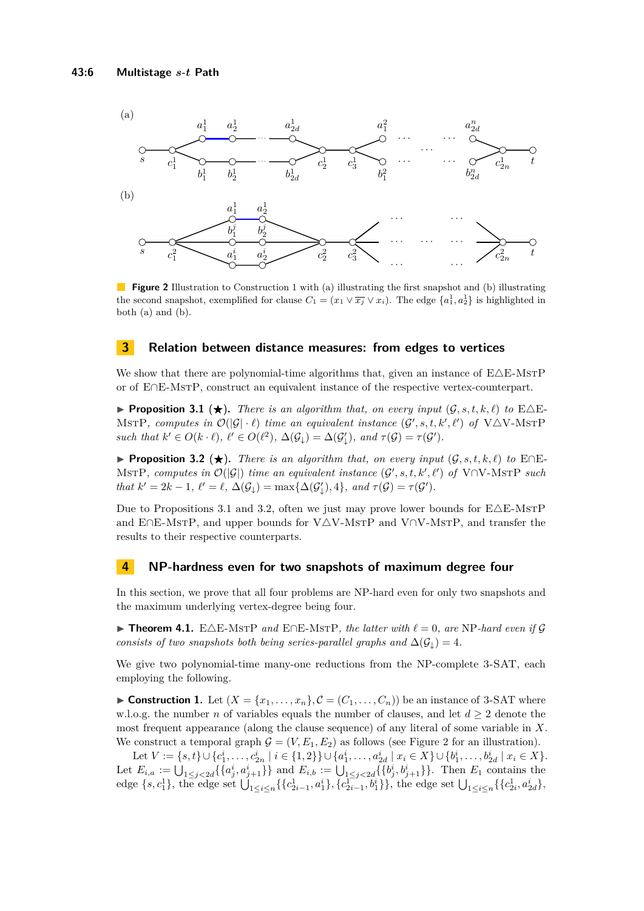(a)

(b)

**Figure 2** Illustration to Construction 1 with (a) illustrating the first snapshot and (b) illustrating the second snapshot, exemplified for clause $C_1 = (x_1 \vee \overline{x_j} \vee x_i)$. The edge $\{a_1^1, a_2^1\}$ is highlighted in both (a) and (b).

## 3 Relation between distance measures: from edges to vertices

We show that there are polynomial-time algorithms that, given an instance of E△E-MstP or of E∩E-MstP, construct an equivalent instance of the respective vertex-counterpart.

▶ **Proposition 3.1** (★). *There is an algorithm that, on every input $(\mathcal{G}, s, t, k, \ell)$ to E△E-MstP, computes in $\mathcal{O}(|\mathcal{G}| \cdot \ell)$ time an equivalent instance $(\mathcal{G}', s, t, k', \ell')$ of V△V-MstP such that $k' \in O(k \cdot \ell)$, $\ell' \in O(\ell^2)$, $\Delta(\mathcal{G}_\downarrow) = \Delta(\mathcal{G}'_\downarrow)$, and $\tau(\mathcal{G}) = \tau(\mathcal{G}')$.*

▶ **Proposition 3.2** (★). *There is an algorithm that, on every input $(\mathcal{G}, s, t, k, \ell)$ to E∩E-MstP, computes in $\mathcal{O}(|\mathcal{G}|)$ time an equivalent instance $(\mathcal{G}', s, t, k', \ell')$ of V∩V-MstP such that $k' = 2k - 1$, $\ell' = \ell$, $\Delta(\mathcal{G}_\downarrow) = \max\{\Delta(\mathcal{G}'_\downarrow), 4\}$, and $\tau(\mathcal{G}) = \tau(\mathcal{G}')$.*

Due to Propositions 3.1 and 3.2, often we just may prove lower bounds for E△E-MstP and E∩E-MstP, and upper bounds for V△V-MstP and V∩V-MstP, and transfer the results to their respective counterparts.

## 4 NP-hardness even for two snapshots of maximum degree four

In this section, we prove that all four problems are NP-hard even for only two snapshots and the maximum underlying vertex-degree being four.

▶ **Theorem 4.1.** *E△E-MstP and E∩E-MstP, the latter with $\ell = 0$, are NP-hard even if $\mathcal{G}$ consists of two snapshots both being series-parallel graphs and $\Delta(\mathcal{G}_\downarrow) = 4$.*

We give two polynomial-time many-one reductions from the NP-complete 3-SAT, each employing the following.

▶ **Construction 1.** Let $(X = \{x_1, \dots, x_n\}, \mathcal{C} = (C_1, \dots, C_n))$ be an instance of 3-SAT where w.l.o.g. the number $n$ of variables equals the number of clauses, and let $d \geq 2$ denote the most frequent appearance (along the clause sequence) of any literal of some variable in $X$. We construct a temporal graph $\mathcal{G} = (V, E_1, E_2)$ as follows (see Figure 2 for an illustration).

Let $V := \{s, t\} \cup \{c_1^i, \dots, c_{2n}^i \mid i \in \{1, 2\}\} \cup \{a_1^i, \dots, a_{2d}^i \mid x_i \in X\} \cup \{b_1^i, \dots, b_{2d}^i \mid x_i \in X\}$. Let $E_{i,a} := \bigcup_{1 \leq j < 2d} \{\{a_j^i, a_{j+1}^i\}\}$ and $E_{i,b} := \bigcup_{1 \leq j < 2d} \{\{b_j^i, b_{j+1}^i\}\}$. Then $E_1$ contains the edge $\{s, c_1^1\}$, the edge set $\bigcup_{1 \leq i \leq n} \{\{c_{2i-1}^1, a_1^i\}, \{c_{2i-1}^1, b_1^i\}\}$, the edge set $\bigcup_{1 \leq i \leq n} \{\{c_{2i}^1, a_{2d}^i\},$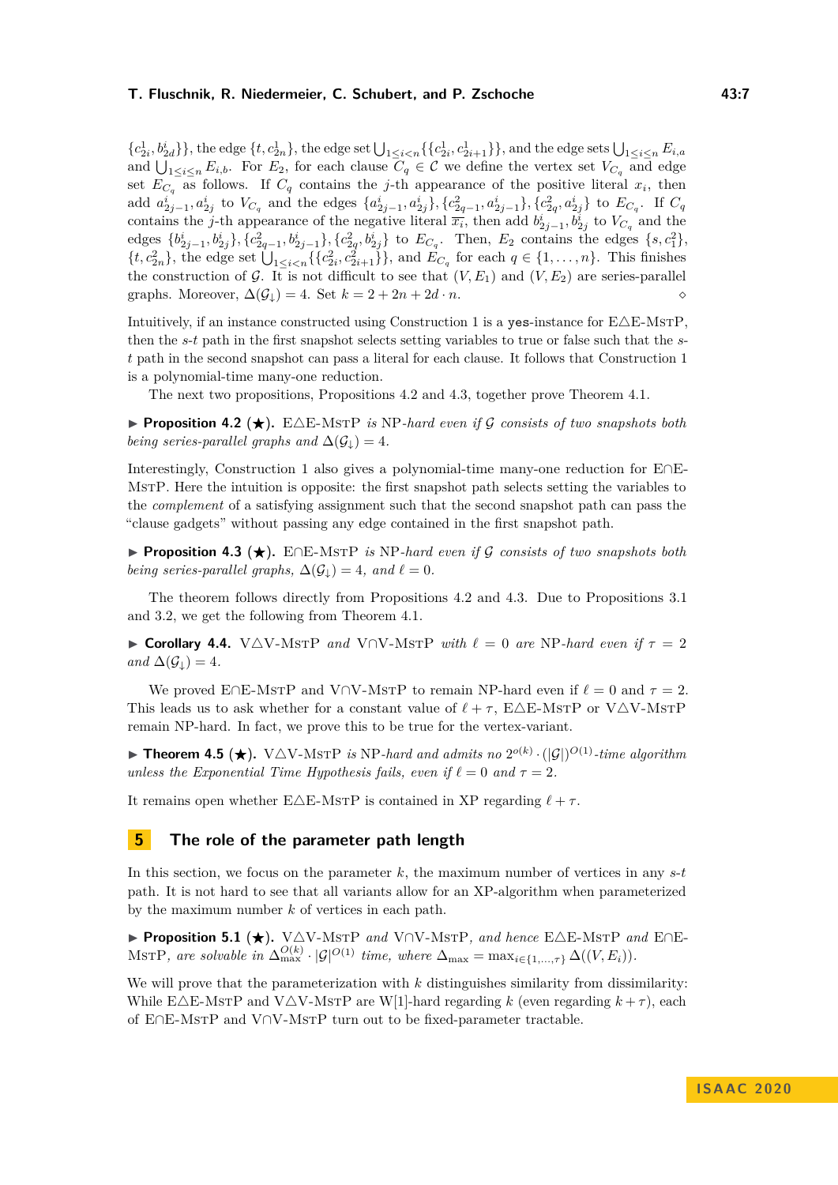$\{c^1_{2i}, b^i_{2d}\}\}$, the edge $\{t, c^1_{2n}\}$, the edge set $\bigcup_{1\le i<n}\{\{c^1_{2i}, c^1_{2i+1}\}\}$, and the edge sets $\bigcup_{1\le i\le n} E_{i,a}$ and $\bigcup_{1\le i\le n} E_{i,b}$. For $E_2$, for each clause $C_q \in \mathcal{C}$ we define the vertex set $V_{C_q}$ and edge set $E_{C_q}$ as follows. If $C_q$ contains the $j$-th appearance of the positive literal $x_i$, then add $a^i_{2j-1}, a^i_{2j}$ to $V_{C_q}$ and the edges $\{a^i_{2j-1}, a^i_{2j}\}, \{c^2_{2q-1}, a^i_{2j-1}\}, \{c^2_{2q}, a^i_{2j}\}$ to $E_{C_q}$. If $C_q$ contains the $j$-th appearance of the negative literal $\overline{x_i}$, then add $b^i_{2j-1}, b^i_{2j}$ to $V_{C_q}$ and the edges $\{b^i_{2j-1}, b^i_{2j}\}, \{c^2_{2q-1}, b^i_{2j-1}\}, \{c^2_{2q}, b^i_{2j}\}$ to $E_{C_q}$. Then, $E_2$ contains the edges $\{s, c^2_1\}$, $\{t, c^2_{2n}\}$, the edge set $\bigcup_{1\le i<n}\{\{c^2_{2i}, c^2_{2i+1}\}\}$, and $E_{C_q}$ for each $q \in \{1, \ldots, n\}$. This finishes the construction of $\mathcal{G}$. It is not difficult to see that $(V, E_1)$ and $(V, E_2)$ are series-parallel graphs. Moreover, $\Delta(\mathcal{G}_\downarrow) = 4$. Set $k = 2 + 2n + 2d \cdot n$. $\diamond$

Intuitively, if an instance constructed using Construction 1 is a yes-instance for E△E-MstP, then the $s$-$t$ path in the first snapshot selects setting variables to true or false such that the $s$-$t$ path in the second snapshot can pass a literal for each clause. It follows that Construction 1 is a polynomial-time many-one reduction.

The next two propositions, Propositions 4.2 and 4.3, together prove Theorem 4.1.

▶ **Proposition 4.2** (★). *E△E-MstP is NP-hard even if $\mathcal{G}$ consists of two snapshots both being series-parallel graphs and $\Delta(\mathcal{G}_\downarrow) = 4$.*

Interestingly, Construction 1 also gives a polynomial-time many-one reduction for E∩E-MstP. Here the intuition is opposite: the first snapshot path selects setting the variables to the *complement* of a satisfying assignment such that the second snapshot path can pass the "clause gadgets" without passing any edge contained in the first snapshot path.

▶ **Proposition 4.3** (★). *E∩E-MstP is NP-hard even if $\mathcal{G}$ consists of two snapshots both being series-parallel graphs, $\Delta(\mathcal{G}_\downarrow) = 4$, and $\ell = 0$.*

The theorem follows directly from Propositions 4.2 and 4.3. Due to Propositions 3.1 and 3.2, we get the following from Theorem 4.1.

▶ **Corollary 4.4.** *V△V-MstP and V∩V-MstP with $\ell = 0$ are NP-hard even if $\tau = 2$ and $\Delta(\mathcal{G}_\downarrow) = 4$.*

We proved E∩E-MstP and V∩V-MstP to remain NP-hard even if $\ell = 0$ and $\tau = 2$. This leads us to ask whether for a constant value of $\ell + \tau$, E△E-MstP or V△V-MstP remain NP-hard. In fact, we prove this to be true for the vertex-variant.

▶ **Theorem 4.5** (★). *V△V-MstP is NP-hard and admits no $2^{o(k)} \cdot (|\mathcal{G}|)^{O(1)}$-time algorithm unless the Exponential Time Hypothesis fails, even if $\ell = 0$ and $\tau = 2$.*

It remains open whether E△E-MstP is contained in XP regarding $\ell + \tau$.

## 5 The role of the parameter path length

In this section, we focus on the parameter $k$, the maximum number of vertices in any $s$-$t$ path. It is not hard to see that all variants allow for an XP-algorithm when parameterized by the maximum number $k$ of vertices in each path.

▶ **Proposition 5.1** (★). *V△V-MstP and V∩V-MstP, and hence E△E-MstP and E∩E-MstP, are solvable in $\Delta_{\max}^{O(k)} \cdot |\mathcal{G}|^{O(1)}$ time, where $\Delta_{\max} = \max_{i\in\{1,\ldots,\tau\}} \Delta((V, E_i))$.*

We will prove that the parameterization with $k$ distinguishes similarity from dissimilarity: While E△E-MstP and V△V-MstP are W[1]-hard regarding $k$ (even regarding $k + \tau$), each of E∩E-MstP and V∩V-MstP turn out to be fixed-parameter tractable.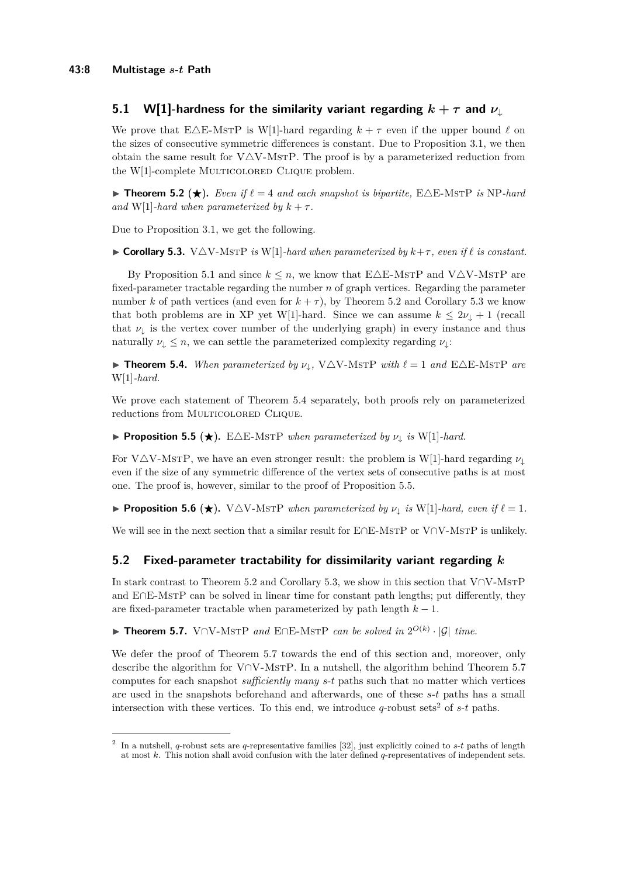## 5.1 W[1]-hardness for the similarity variant regarding $k + \tau$ and $\nu_\downarrow$

We prove that E△E-MstP is W[1]-hard regarding $k + \tau$ even if the upper bound $\ell$ on the sizes of consecutive symmetric differences is constant. Due to Proposition 3.1, we then obtain the same result for V△V-MstP. The proof is by a parameterized reduction from the W[1]-complete Multicolored Clique problem.

▶ **Theorem 5.2** (★). *Even if $\ell = 4$ and each snapshot is bipartite,* E△E-MstP *is* NP*-hard and* W[1]*-hard when parameterized by $k + \tau$.*

Due to Proposition 3.1, we get the following.

▶ **Corollary 5.3.** V△V-MstP *is* W[1]*-hard when parameterized by $k+\tau$, even if $\ell$ is constant.*

By Proposition 5.1 and since $k \leq n$, we know that E△E-MstP and V△V-MstP are fixed-parameter tractable regarding the number $n$ of graph vertices. Regarding the parameter number $k$ of path vertices (and even for $k + \tau$), by Theorem 5.2 and Corollary 5.3 we know that both problems are in XP yet W[1]-hard. Since we can assume $k \leq 2\nu_\downarrow + 1$ (recall that $\nu_\downarrow$ is the vertex cover number of the underlying graph) in every instance and thus naturally $\nu_\downarrow \leq n$, we can settle the parameterized complexity regarding $\nu_\downarrow$:

▶ **Theorem 5.4.** *When parameterized by $\nu_\downarrow$,* V△V-MstP *with $\ell = 1$ and* E△E-MstP *are* W[1]*-hard.*

We prove each statement of Theorem 5.4 separately, both proofs rely on parameterized reductions from Multicolored Clique.

▶ **Proposition 5.5** (★). E△E-MstP *when parameterized by $\nu_\downarrow$ is* W[1]*-hard.*

For V△V-MstP, we have an even stronger result: the problem is W[1]-hard regarding $\nu_\downarrow$ even if the size of any symmetric difference of the vertex sets of consecutive paths is at most one. The proof is, however, similar to the proof of Proposition 5.5.

▶ **Proposition 5.6** (★). V△V-MstP *when parameterized by $\nu_\downarrow$ is* W[1]*-hard, even if $\ell = 1$.*

We will see in the next section that a similar result for E∩E-MstP or V∩V-MstP is unlikely.

## 5.2 Fixed-parameter tractability for dissimilarity variant regarding $k$

In stark contrast to Theorem 5.2 and Corollary 5.3, we show in this section that V∩V-MstP and E∩E-MstP can be solved in linear time for constant path lengths; put differently, they are fixed-parameter tractable when parameterized by path length $k - 1$.

▶ **Theorem 5.7.** V∩V-MstP *and* E∩E-MstP *can be solved in $2^{O(k)} \cdot |\mathcal{G}|$ time.*

We defer the proof of Theorem 5.7 towards the end of this section and, moreover, only describe the algorithm for V∩V-MstP. In a nutshell, the algorithm behind Theorem 5.7 computes for each snapshot *sufficiently many* $s$-$t$ paths such that no matter which vertices are used in the snapshots beforehand and afterwards, one of these $s$-$t$ paths has a small intersection with these vertices. To this end, we introduce $q$-robust sets[2] of $s$-$t$ paths.

[2] In a nutshell, $q$-robust sets are $q$-representative families [32], just explicitly coined to $s$-$t$ paths of length at most $k$. This notion shall avoid confusion with the later defined $q$-representatives of independent sets.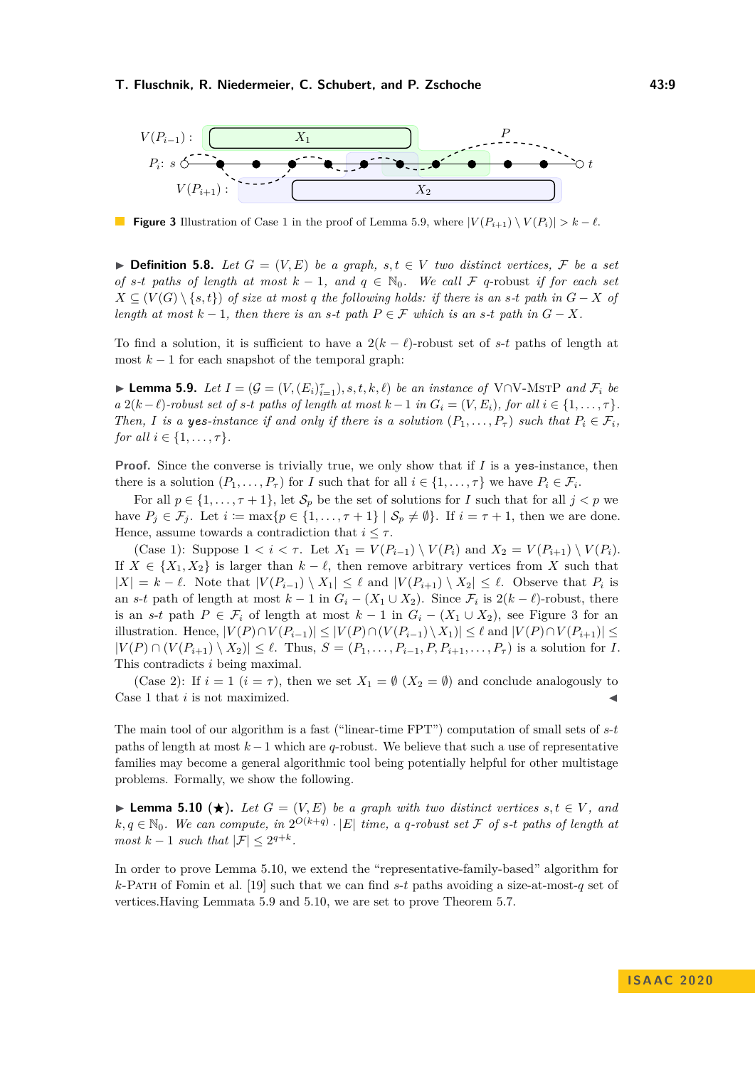**Figure 3** Illustration of Case 1 in the proof of Lemma 5.9, where $|V(P_{i+1}) \setminus V(P_i)| > k - \ell$.

▶ **Definition 5.8.** *Let $G = (V, E)$ be a graph, $s, t \in V$ two distinct vertices, $\mathcal{F}$ be a set of $s$-$t$ paths of length at most $k - 1$, and $q \in \mathbb{N}_0$. We call $\mathcal{F}$ $q$-robust if for each set $X \subseteq (V(G) \setminus \{s, t\})$ of size at most $q$ the following holds: if there is an $s$-$t$ path in $G - X$ of length at most $k - 1$, then there is an $s$-$t$ path $P \in \mathcal{F}$ which is an $s$-$t$ path in $G - X$.*

To find a solution, it is sufficient to have a $2(k - \ell)$-robust set of $s$-$t$ paths of length at most $k - 1$ for each snapshot of the temporal graph:

▶ **Lemma 5.9.** *Let $I = (\mathcal{G} = (V, (E_i)_{i=1}^{\tau}), s, t, k, \ell)$ be an instance of V∩V-MstP and $\mathcal{F}_i$ be a $2(k-\ell)$-robust set of $s$-$t$ paths of length at most $k-1$ in $G_i = (V, E_i)$, for all $i \in \{1, \ldots, \tau\}$. Then, $I$ is a* yes*-instance if and only if there is a solution $(P_1, \ldots, P_\tau)$ such that $P_i \in \mathcal{F}_i$, for all $i \in \{1, \ldots, \tau\}$.*

**Proof.** Since the converse is trivially true, we only show that if $I$ is a yes-instance, then there is a solution $(P_1, \ldots, P_\tau)$ for $I$ such that for all $i \in \{1, \ldots, \tau\}$ we have $P_i \in \mathcal{F}_i$.

For all $p \in \{1, \ldots, \tau + 1\}$, let $\mathcal{S}_p$ be the set of solutions for $I$ such that for all $j < p$ we have $P_j \in \mathcal{F}_j$. Let $i := \max\{p \in \{1, \ldots, \tau + 1\} \mid \mathcal{S}_p \neq \emptyset\}$. If $i = \tau + 1$, then we are done. Hence, assume towards a contradiction that $i \leq \tau$.

(Case 1): Suppose $1 < i < \tau$. Let $X_1 = V(P_{i-1}) \setminus V(P_i)$ and $X_2 = V(P_{i+1}) \setminus V(P_i)$. If $X \in \{X_1, X_2\}$ is larger than $k - \ell$, then remove arbitrary vertices from $X$ such that $|X| = k - \ell$. Note that $|V(P_{i-1}) \setminus X_1| \leq \ell$ and $|V(P_{i+1}) \setminus X_2| \leq \ell$. Observe that $P_i$ is an $s$-$t$ path of length at most $k - 1$ in $G_i - (X_1 \cup X_2)$. Since $\mathcal{F}_i$ is $2(k - \ell)$-robust, there is an $s$-$t$ path $P \in \mathcal{F}_i$ of length at most $k - 1$ in $G_i - (X_1 \cup X_2)$, see Figure 3 for an illustration. Hence, $|V(P) \cap V(P_{i-1})| \leq |V(P) \cap (V(P_{i-1}) \setminus X_1)| \leq \ell$ and $|V(P) \cap V(P_{i+1})| \leq |V(P) \cap (V(P_{i+1}) \setminus X_2)| \leq \ell$. Thus, $S = (P_1, \ldots, P_{i-1}, P, P_{i+1}, \ldots, P_\tau)$ is a solution for $I$. This contradicts $i$ being maximal.

(Case 2): If $i = 1$ ($i = \tau$), then we set $X_1 = \emptyset$ ($X_2 = \emptyset$) and conclude analogously to Case 1 that $i$ is not maximized. ◀

The main tool of our algorithm is a fast ("linear-time FPT") computation of small sets of $s$-$t$ paths of length at most $k-1$ which are $q$-robust. We believe that such a use of representative families may become a general algorithmic tool being potentially helpful for other multistage problems. Formally, we show the following.

▶ **Lemma 5.10 (★).** *Let $G = (V, E)$ be a graph with two distinct vertices $s, t \in V$, and $k, q \in \mathbb{N}_0$. We can compute, in $2^{O(k+q)} \cdot |E|$ time, a $q$-robust set $\mathcal{F}$ of $s$-$t$ paths of length at most $k - 1$ such that $|\mathcal{F}| \leq 2^{q+k}$.*

In order to prove Lemma 5.10, we extend the "representative-family-based" algorithm for $k$-Path of Fomin et al. [19] such that we can find $s$-$t$ paths avoiding a size-at-most-$q$ set of vertices.Having Lemmata 5.9 and 5.10, we are set to prove Theorem 5.7.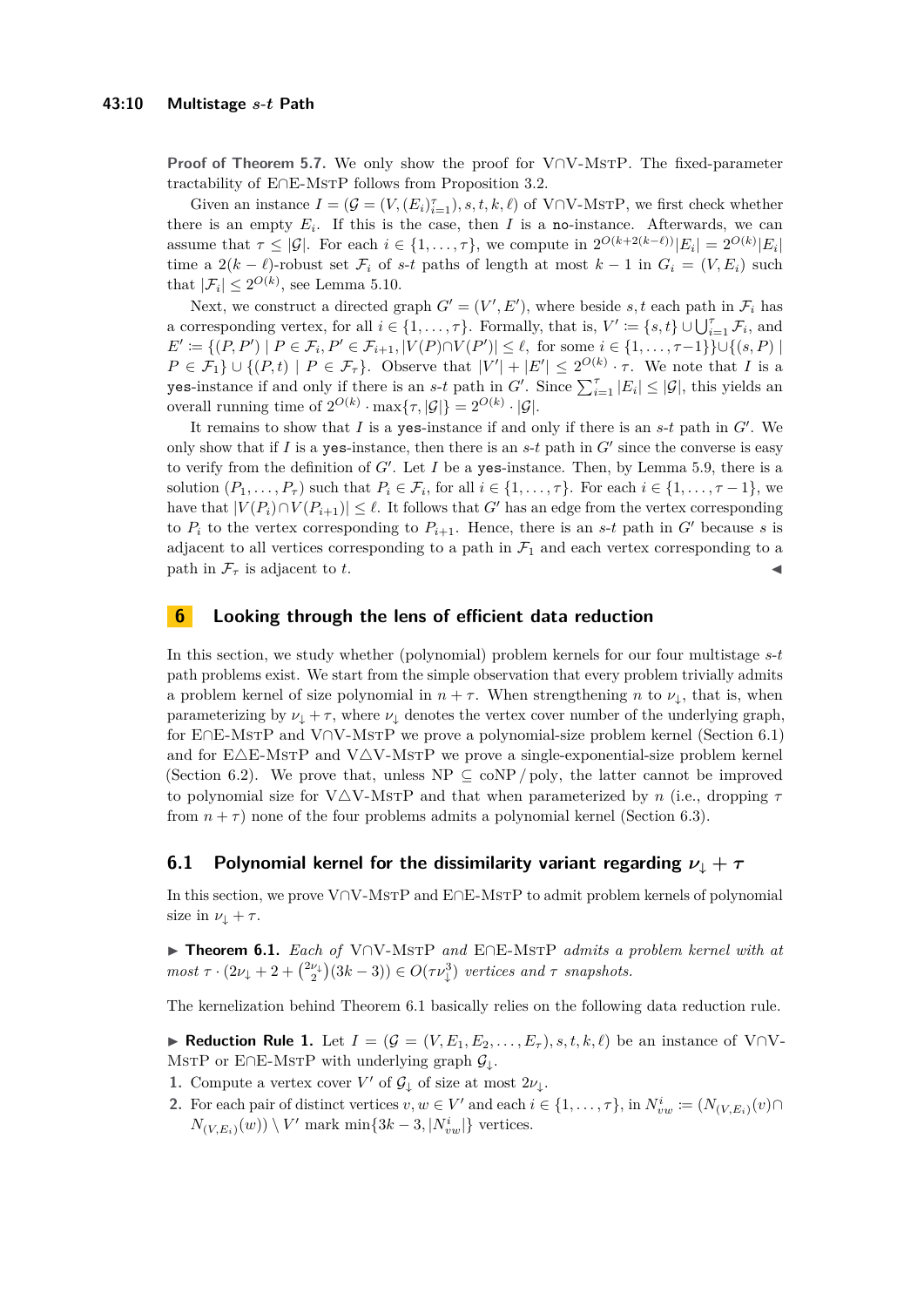**Proof of Theorem 5.7.** We only show the proof for V∩V-MstP. The fixed-parameter tractability of E∩E-MstP follows from Proposition 3.2.

Given an instance $I = (\mathcal{G} = (V, (E_i)_{i=1}^{\tau}), s, t, k, \ell)$ of V∩V-MstP, we first check whether there is an empty $E_i$. If this is the case, then $I$ is a no-instance. Afterwards, we can assume that $\tau \leq |\mathcal{G}|$. For each $i \in \{1, \ldots, \tau\}$, we compute in $2^{O(k+2(k-\ell))}|E_i| = 2^{O(k)}|E_i|$ time a $2(k-\ell)$-robust set $\mathcal{F}_i$ of $s$-$t$ paths of length at most $k-1$ in $G_i = (V, E_i)$ such that $|\mathcal{F}_i| \leq 2^{O(k)}$, see Lemma 5.10.

Next, we construct a directed graph $G' = (V', E')$, where beside $s, t$ each path in $\mathcal{F}_i$ has a corresponding vertex, for all $i \in \{1, \ldots, \tau\}$. Formally, that is, $V' := \{s, t\} \cup \bigcup_{i=1}^{\tau} \mathcal{F}_i$, and $E' := \{(P, P') \mid P \in \mathcal{F}_i, P' \in \mathcal{F}_{i+1}, |V(P) \cap V(P')| \leq \ell, \text{ for some } i \in \{1, \ldots, \tau-1\}\} \cup \{(s, P) \mid P \in \mathcal{F}_1\} \cup \{(P, t) \mid P \in \mathcal{F}_\tau\}$. Observe that $|V'| + |E'| \leq 2^{O(k)} \cdot \tau$. We note that $I$ is a yes-instance if and only if there is an $s$-$t$ path in $G'$. Since $\sum_{i=1}^{\tau} |E_i| \leq |\mathcal{G}|$, this yields an overall running time of $2^{O(k)} \cdot \max\{\tau, |\mathcal{G}|\} = 2^{O(k)} \cdot |\mathcal{G}|$.

It remains to show that $I$ is a yes-instance if and only if there is an $s$-$t$ path in $G'$. We only show that if $I$ is a yes-instance, then there is an $s$-$t$ path in $G'$ since the converse is easy to verify from the definition of $G'$. Let $I$ be a yes-instance. Then, by Lemma 5.9, there is a solution $(P_1, \ldots, P_\tau)$ such that $P_i \in \mathcal{F}_i$, for all $i \in \{1, \ldots, \tau\}$. For each $i \in \{1, \ldots, \tau - 1\}$, we have that $|V(P_i) \cap V(P_{i+1})| \leq \ell$. It follows that $G'$ has an edge from the vertex corresponding to $P_i$ to the vertex corresponding to $P_{i+1}$. Hence, there is an $s$-$t$ path in $G'$ because $s$ is adjacent to all vertices corresponding to a path in $\mathcal{F}_1$ and each vertex corresponding to a path in $\mathcal{F}_\tau$ is adjacent to $t$. ◀

# 6 Looking through the lens of efficient data reduction

In this section, we study whether (polynomial) problem kernels for our four multistage $s$-$t$ path problems exist. We start from the simple observation that every problem trivially admits a problem kernel of size polynomial in $n + \tau$. When strengthening $n$ to $\nu_\downarrow$, that is, when parameterizing by $\nu_\downarrow + \tau$, where $\nu_\downarrow$ denotes the vertex cover number of the underlying graph, for E∩E-MstP and V∩V-MstP we prove a polynomial-size problem kernel (Section 6.1) and for E△E-MstP and V△V-MstP we prove a single-exponential-size problem kernel (Section 6.2). We prove that, unless NP ⊆ coNP / poly, the latter cannot be improved to polynomial size for V△V-MstP and that when parameterized by $n$ (i.e., dropping $\tau$ from $n + \tau$) none of the four problems admits a polynomial kernel (Section 6.3).

## 6.1 Polynomial kernel for the dissimilarity variant regarding $\nu_\downarrow + \tau$

In this section, we prove V∩V-MstP and E∩E-MstP to admit problem kernels of polynomial size in $\nu_\downarrow + \tau$.

▶ **Theorem 6.1.** *Each of* V∩V-MstP *and* E∩E-MstP *admits a problem kernel with at most* $\tau \cdot (2\nu_\downarrow + 2 + \binom{2\nu_\downarrow}{2}(3k-3)) \in O(\tau\nu_\downarrow^3)$ *vertices and* $\tau$ *snapshots.*

The kernelization behind Theorem 6.1 basically relies on the following data reduction rule.

▶ **Reduction Rule 1.** Let $I = (\mathcal{G} = (V, E_1, E_2, \ldots, E_\tau), s, t, k, \ell)$ be an instance of V∩V-MstP or E∩E-MstP with underlying graph $\mathcal{G}_\downarrow$.

1. Compute a vertex cover $V'$ of $\mathcal{G}_\downarrow$ of size at most $2\nu_\downarrow$.
2. For each pair of distinct vertices $v, w \in V'$ and each $i \in \{1, \ldots, \tau\}$, in $N_{vw}^i := (N_{(V,E_i)}(v) \cap N_{(V,E_i)}(w)) \setminus V'$ mark $\min\{3k-3, |N_{vw}^i|\}$ vertices.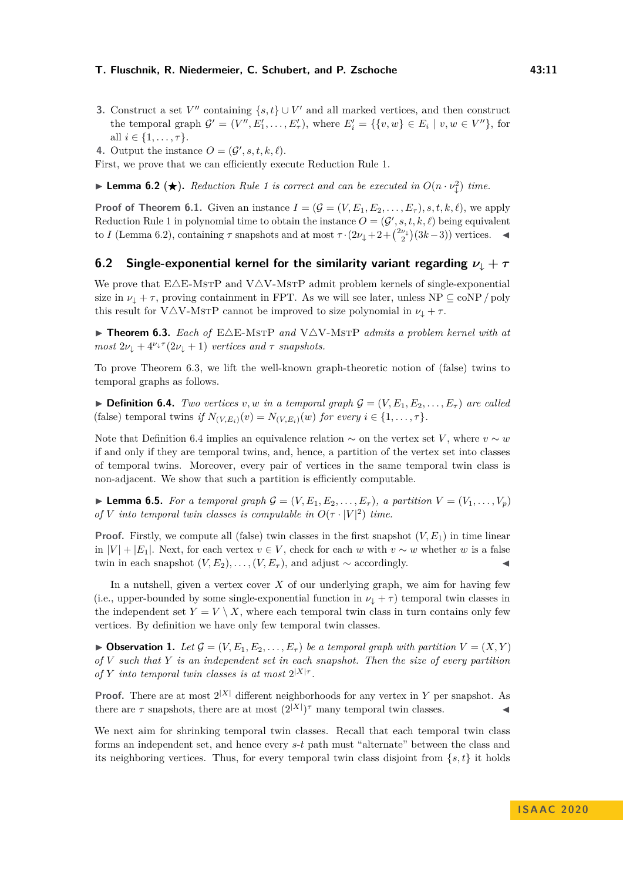3. Construct a set $V''$ containing $\{s,t\} \cup V'$ and all marked vertices, and then construct the temporal graph $\mathcal{G}' = (V'', E'_1, \dots, E'_\tau)$, where $E'_i = \{\{v,w\} \in E_i \mid v,w \in V''\}$, for all $i \in \{1,\dots,\tau\}$.
4. Output the instance $O = (\mathcal{G}', s, t, k, \ell)$.

First, we prove that we can efficiently execute Reduction Rule 1.

▶ **Lemma 6.2 (★).** *Reduction Rule 1 is correct and can be executed in $O(n \cdot \nu_\downarrow^2)$ time.*

**Proof of Theorem 6.1.** Given an instance $I = (\mathcal{G} = (V, E_1, E_2, \dots, E_\tau), s, t, k, \ell)$, we apply Reduction Rule 1 in polynomial time to obtain the instance $O = (\mathcal{G}', s, t, k, \ell)$ being equivalent to $I$ (Lemma 6.2), containing $\tau$ snapshots and at most $\tau \cdot (2\nu_\downarrow + 2 + \binom{2\nu_\downarrow}{2})(3k-3))$ vertices. ◀

## 6.2 Single-exponential kernel for the similarity variant regarding $\nu_\downarrow + \tau$

We prove that E△E-MstP and V△V-MstP admit problem kernels of single-exponential size in $\nu_\downarrow + \tau$, proving containment in FPT. As we will see later, unless NP $\subseteq$ coNP / poly this result for V△V-MstP cannot be improved to size polynomial in $\nu_\downarrow + \tau$.

▶ **Theorem 6.3.** *Each of* E△E-MstP *and* V△V-MstP *admits a problem kernel with at most $2\nu_\downarrow + 4^{\nu_\downarrow \tau}(2\nu_\downarrow + 1)$ vertices and $\tau$ snapshots.*

To prove Theorem 6.3, we lift the well-known graph-theoretic notion of (false) twins to temporal graphs as follows.

▶ **Definition 6.4.** *Two vertices $v, w$ in a temporal graph $\mathcal{G} = (V, E_1, E_2, \dots, E_\tau)$ are called* (false) temporal twins *if $N_{(V,E_i)}(v) = N_{(V,E_i)}(w)$ for every $i \in \{1,\dots,\tau\}$.*

Note that Definition 6.4 implies an equivalence relation $\sim$ on the vertex set $V$, where $v \sim w$ if and only if they are temporal twins, and, hence, a partition of the vertex set into classes of temporal twins. Moreover, every pair of vertices in the same temporal twin class is non-adjacent. We show that such a partition is efficiently computable.

▶ **Lemma 6.5.** *For a temporal graph $\mathcal{G} = (V, E_1, E_2, \dots, E_\tau)$, a partition $V = (V_1, \dots, V_p)$ of $V$ into temporal twin classes is computable in $O(\tau \cdot |V|^2)$ time.*

**Proof.** Firstly, we compute all (false) twin classes in the first snapshot $(V, E_1)$ in time linear in $|V| + |E_1|$. Next, for each vertex $v \in V$, check for each $w$ with $v \sim w$ whether $w$ is a false twin in each snapshot $(V, E_2), \dots, (V, E_\tau)$, and adjust $\sim$ accordingly. ◀

In a nutshell, given a vertex cover $X$ of our underlying graph, we aim for having few (i.e., upper-bounded by some single-exponential function in $\nu_\downarrow + \tau$) temporal twin classes in the independent set $Y = V \setminus X$, where each temporal twin class in turn contains only few vertices. By definition we have only few temporal twin classes.

▶ **Observation 1.** *Let $\mathcal{G} = (V, E_1, E_2, \dots, E_\tau)$ be a temporal graph with partition $V = (X, Y)$ of $V$ such that $Y$ is an independent set in each snapshot. Then the size of every partition of $Y$ into temporal twin classes is at most $2^{|X|\tau}$.*

**Proof.** There are at most $2^{|X|}$ different neighborhoods for any vertex in $Y$ per snapshot. As there are $\tau$ snapshots, there are at most $(2^{|X|})^\tau$ many temporal twin classes. ◀

We next aim for shrinking temporal twin classes. Recall that each temporal twin class forms an independent set, and hence every $s$-$t$ path must "alternate" between the class and its neighboring vertices. Thus, for every temporal twin class disjoint from $\{s,t\}$ it holds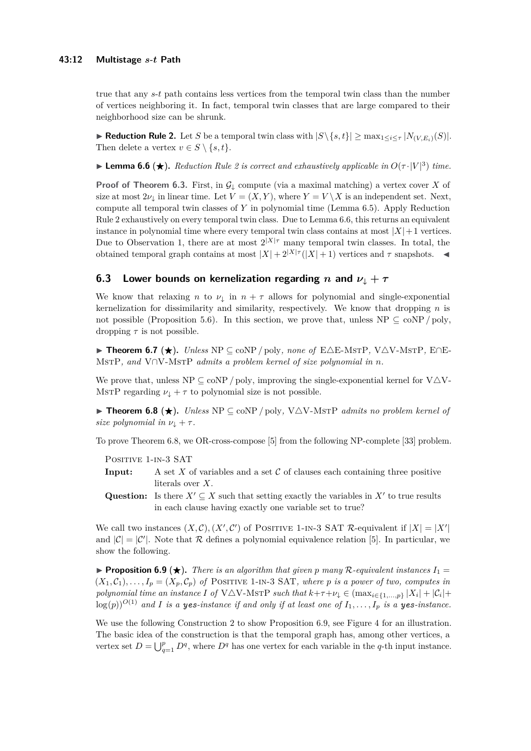true that any $s$-$t$ path contains less vertices from the temporal twin class than the number of vertices neighboring it. In fact, temporal twin classes that are large compared to their neighborhood size can be shrunk.

▶ **Reduction Rule 2.** Let $S$ be a temporal twin class with $|S \setminus \{s,t\}| \geq \max_{1 \leq i \leq \tau} |N_{(V,E_i)}(S)|$. Then delete a vertex $v \in S \setminus \{s,t\}$.

▶ **Lemma 6.6 (★).** *Reduction Rule 2 is correct and exhaustively applicable in $O(\tau \cdot |V|^3)$ time.*

**Proof of Theorem 6.3.** First, in $\mathcal{G}_\downarrow$ compute (via a maximal matching) a vertex cover $X$ of size at most $2\nu_\downarrow$ in linear time. Let $V = (X, Y)$, where $Y = V \setminus X$ is an independent set. Next, compute all temporal twin classes of $Y$ in polynomial time (Lemma 6.5). Apply Reduction Rule 2 exhaustively on every temporal twin class. Due to Lemma 6.6, this returns an equivalent instance in polynomial time where every temporal twin class contains at most $|X|+1$ vertices. Due to Observation 1, there are at most $2^{|X|\tau}$ many temporal twin classes. In total, the obtained temporal graph contains at most $|X| + 2^{|X|\tau}(|X|+1)$ vertices and $\tau$ snapshots. ◀

## 6.3 Lower bounds on kernelization regarding $n$ and $\nu_\downarrow + \tau$

We know that relaxing $n$ to $\nu_\downarrow$ in $n + \tau$ allows for polynomial and single-exponential kernelization for dissimilarity and similarity, respectively. We know that dropping $n$ is not possible (Proposition 5.6). In this section, we prove that, unless NP $\subseteq$ coNP / poly, dropping $\tau$ is not possible.

▶ **Theorem 6.7 (★).** *Unless* NP $\subseteq$ coNP / poly*, none of* E△E-MstP*,* V△V-MstP*,* E∩E-MstP*, and* V∩V-MstP *admits a problem kernel of size polynomial in $n$.*

We prove that, unless NP $\subseteq$ coNP / poly, improving the single-exponential kernel for V△V-MstP regarding $\nu_\downarrow + \tau$ to polynomial size is not possible.

▶ **Theorem 6.8 (★).** *Unless* NP $\subseteq$ coNP / poly*,* V△V-MstP *admits no problem kernel of size polynomial in $\nu_\downarrow + \tau$.*

To prove Theorem 6.8, we OR-cross-compose [5] from the following NP-complete [33] problem.

Positive 1-in-3 SAT

**Input:** A set $X$ of variables and a set $\mathcal{C}$ of clauses each containing three positive literals over $X$.

**Question:** Is there $X' \subseteq X$ such that setting exactly the variables in $X'$ to true results in each clause having exactly one variable set to true?

We call two instances $(X, \mathcal{C}), (X', \mathcal{C}')$ of Positive 1-in-3 SAT $\mathcal{R}$-equivalent if $|X| = |X'|$ and $|\mathcal{C}| = |\mathcal{C}'|$. Note that $\mathcal{R}$ defines a polynomial equivalence relation [5]. In particular, we show the following.

▶ **Proposition 6.9 (★).** *There is an algorithm that given $p$ many $\mathcal{R}$-equivalent instances $I_1 = (X_1, \mathcal{C}_1), \ldots, I_p = (X_p, \mathcal{C}_p)$ of* Positive 1-in-3 SAT*, where $p$ is a power of two, computes in polynomial time an instance $I$ of* V△V-MstP *such that $k + \tau + \nu_\downarrow \in (\max_{i \in \{1,\ldots,p\}} |X_i| + |\mathcal{C}_i| + \log(p))^{O(1)}$ and $I$ is a* yes*-instance if and only if at least one of $I_1, \ldots, I_p$ is a* yes*-instance.*

We use the following Construction 2 to show Proposition 6.9, see Figure 4 for an illustration. The basic idea of the construction is that the temporal graph has, among other vertices, a vertex set $D = \bigcup_{q=1}^{p} D^q$, where $D^q$ has one vertex for each variable in the $q$-th input instance.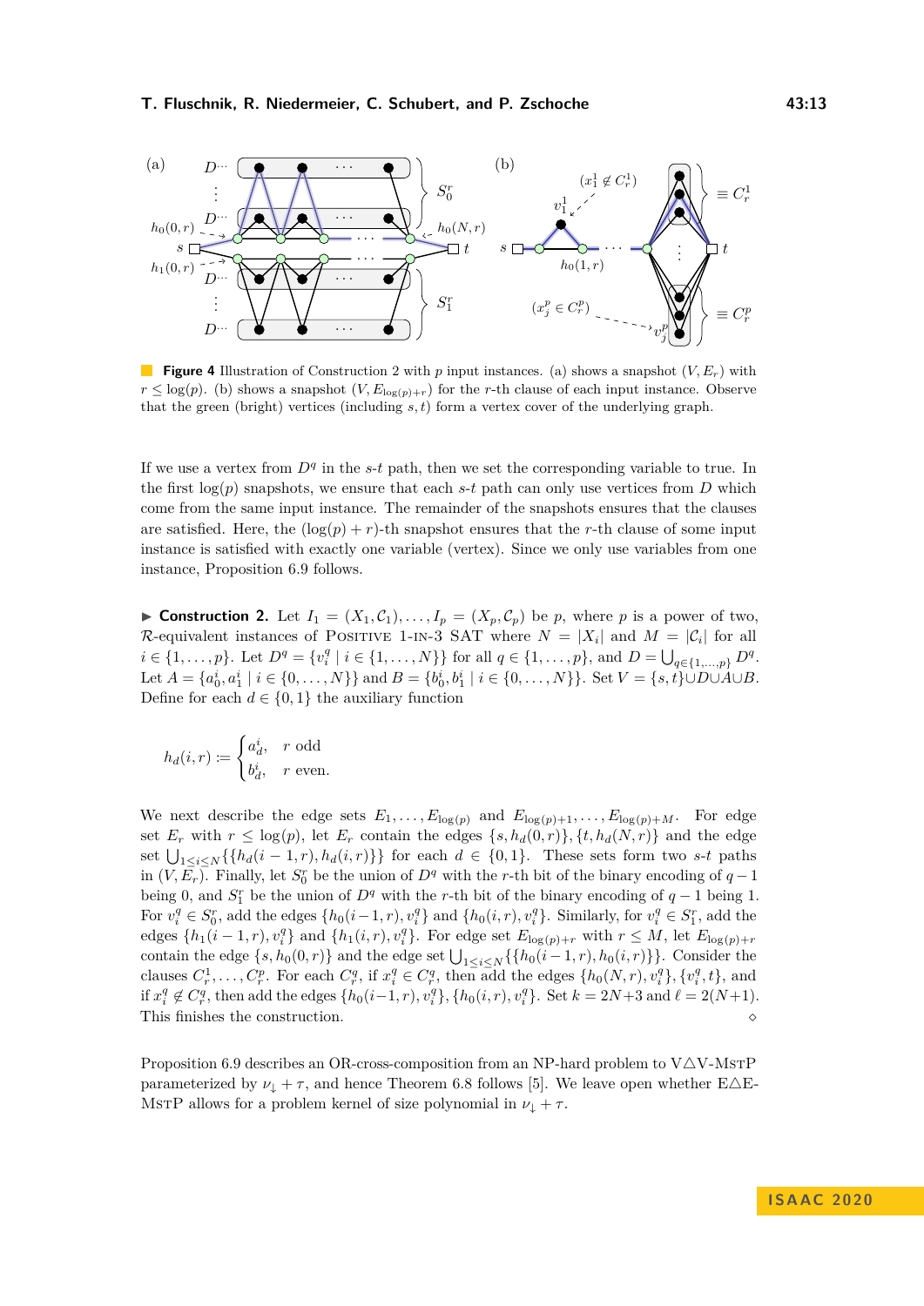**Figure 4** Illustration of Construction 2 with $p$ input instances. (a) shows a snapshot $(V, E_r)$ with $r \leq \log(p)$. (b) shows a snapshot $(V, E_{\log(p)+r})$ for the $r$-th clause of each input instance. Observe that the green (bright) vertices (including $s, t$) form a vertex cover of the underlying graph.

If we use a vertex from $D^q$ in the $s$-$t$ path, then we set the corresponding variable to true. In the first $\log(p)$ snapshots, we ensure that each $s$-$t$ path can only use vertices from $D$ which come from the same input instance. The remainder of the snapshots ensures that the clauses are satisfied. Here, the $(\log(p) + r)$-th snapshot ensures that the $r$-th clause of some input instance is satisfied with exactly one variable (vertex). Since we only use variables from one instance, Proposition 6.9 follows.

▶ **Construction 2.** Let $I_1 = (X_1, \mathcal{C}_1), \ldots, I_p = (X_p, \mathcal{C}_p)$ be $p$, where $p$ is a power of two, $\mathcal{R}$-equivalent instances of Positive 1-in-3 SAT where $N = |X_i|$ and $M = |\mathcal{C}_i|$ for all $i \in \{1, \ldots, p\}$. Let $D^q = \{v_i^q \mid i \in \{1, \ldots, N\}\}$ for all $q \in \{1, \ldots, p\}$, and $D = \bigcup_{q \in \{1,\ldots,p\}} D^q$. Let $A = \{a_0^i, a_1^i \mid i \in \{0, \ldots, N\}\}$ and $B = \{b_0^i, b_1^i \mid i \in \{0, \ldots, N\}\}$. Set $V = \{s, t\} \cup D \cup A \cup B$. Define for each $d \in \{0, 1\}$ the auxiliary function

$$h_d(i, r) := \begin{cases} a_d^i, & r \text{ odd} \\ b_d^i, & r \text{ even.} \end{cases}$$

We next describe the edge sets $E_1, \ldots, E_{\log(p)}$ and $E_{\log(p)+1}, \ldots, E_{\log(p)+M}$. For edge set $E_r$ with $r \leq \log(p)$, let $E_r$ contain the edges $\{s, h_d(0, r)\}, \{t, h_d(N, r)\}$ and the edge set $\bigcup_{1 \leq i \leq N} \{\{h_d(i-1, r), h_d(i, r)\}\}$ for each $d \in \{0, 1\}$. These sets form two $s$-$t$ paths in $(V, E_r)$. Finally, let $S_0^r$ be the union of $D^q$ with the $r$-th bit of the binary encoding of $q-1$ being 0, and $S_1^r$ be the union of $D^q$ with the $r$-th bit of the binary encoding of $q-1$ being 1. For $v_i^q \in S_0^r$, add the edges $\{h_0(i-1, r), v_i^q\}$ and $\{h_0(i, r), v_i^q\}$. Similarly, for $v_i^q \in S_1^r$, add the edges $\{h_1(i-1, r), v_i^q\}$ and $\{h_1(i, r), v_i^q\}$. For edge set $E_{\log(p)+r}$ with $r \leq M$, let $E_{\log(p)+r}$ contain the edge $\{s, h_0(0, r)\}$ and the edge set $\bigcup_{1 \leq i \leq N} \{\{h_0(i-1, r), h_0(i, r)\}\}$. Consider the clauses $C_r^1, \ldots, C_r^p$. For each $C_r^q$, if $x_i^q \in C_r^q$, then add the edges $\{h_0(N, r), v_i^q\}, \{v_i^q, t\}$, and if $x_i^q \notin C_r^q$, then add the edges $\{h_0(i-1, r), v_i^q\}, \{h_0(i, r), v_i^q\}$. Set $k = 2N+3$ and $\ell = 2(N+1)$. This finishes the construction. ◇

Proposition 6.9 describes an OR-cross-composition from an NP-hard problem to V△V-MstP parameterized by $\nu_\downarrow + \tau$, and hence Theorem 6.8 follows [5]. We leave open whether E△E-MstP allows for a problem kernel of size polynomial in $\nu_\downarrow + \tau$.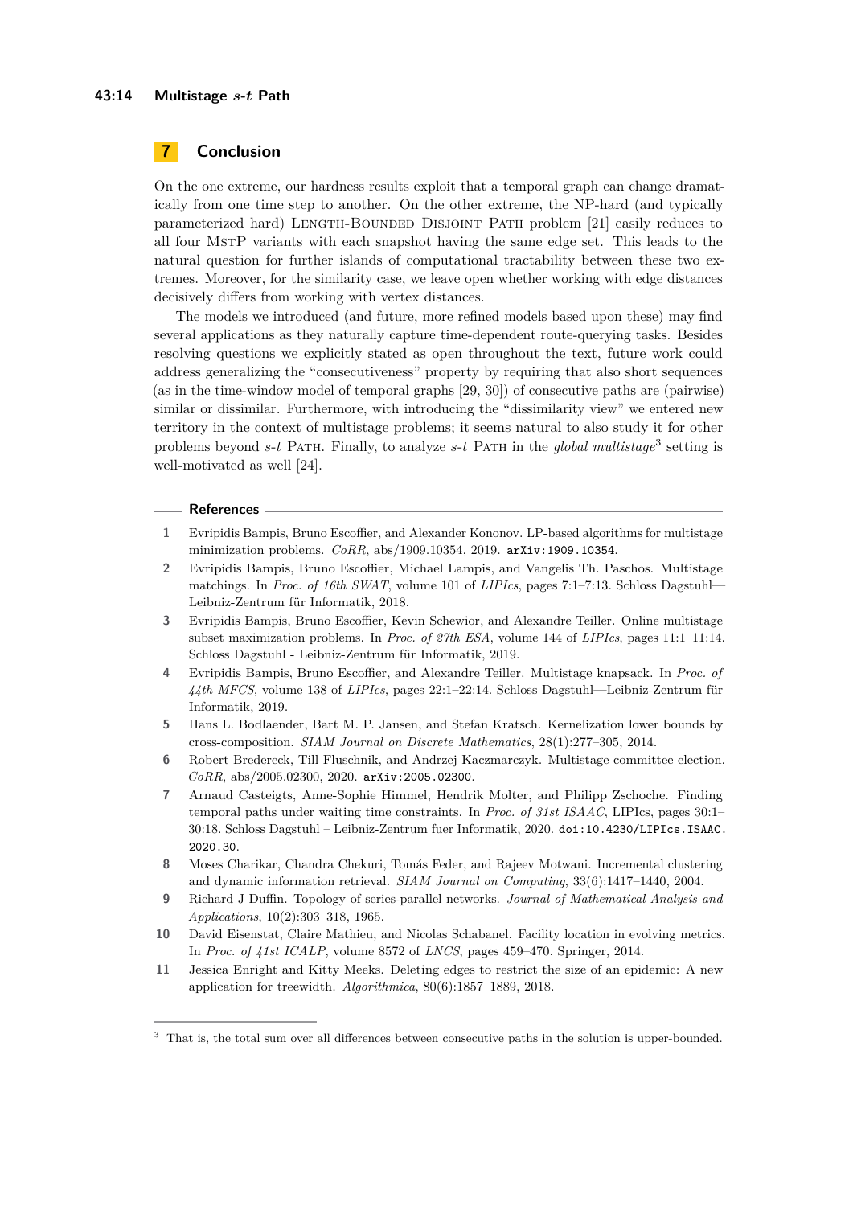## 7 Conclusion

On the one extreme, our hardness results exploit that a temporal graph can change dramatically from one time step to another. On the other extreme, the NP-hard (and typically parameterized hard) Length-Bounded Disjoint Path problem [21] easily reduces to all four MstP variants with each snapshot having the same edge set. This leads to the natural question for further islands of computational tractability between these two extremes. Moreover, for the similarity case, we leave open whether working with edge distances decisively differs from working with vertex distances.

The models we introduced (and future, more refined models based upon these) may find several applications as they naturally capture time-dependent route-querying tasks. Besides resolving questions we explicitly stated as open throughout the text, future work could address generalizing the "consecutiveness" property by requiring that also short sequences (as in the time-window model of temporal graphs [29, 30]) of consecutive paths are (pairwise) similar or dissimilar. Furthermore, with introducing the "dissimilarity view" we entered new territory in the context of multistage problems; it seems natural to also study it for other problems beyond *s*-*t* Path. Finally, to analyze *s*-*t* Path in the *global multistage*[3] setting is well-motivated as well [24].

## References

1. Evripidis Bampis, Bruno Escoffier, and Alexander Kononov. LP-based algorithms for multistage minimization problems. *CoRR*, abs/1909.10354, 2019. arXiv:1909.10354.
2. Evripidis Bampis, Bruno Escoffier, Michael Lampis, and Vangelis Th. Paschos. Multistage matchings. In *Proc. of 16th SWAT*, volume 101 of *LIPIcs*, pages 7:1–7:13. Schloss Dagstuhl—Leibniz-Zentrum für Informatik, 2018.
3. Evripidis Bampis, Bruno Escoffier, Kevin Schewior, and Alexandre Teiller. Online multistage subset maximization problems. In *Proc. of 27th ESA*, volume 144 of *LIPIcs*, pages 11:1–11:14. Schloss Dagstuhl - Leibniz-Zentrum für Informatik, 2019.
4. Evripidis Bampis, Bruno Escoffier, and Alexandre Teiller. Multistage knapsack. In *Proc. of 44th MFCS*, volume 138 of *LIPIcs*, pages 22:1–22:14. Schloss Dagstuhl—Leibniz-Zentrum für Informatik, 2019.
5. Hans L. Bodlaender, Bart M. P. Jansen, and Stefan Kratsch. Kernelization lower bounds by cross-composition. *SIAM Journal on Discrete Mathematics*, 28(1):277–305, 2014.
6. Robert Bredereck, Till Fluschnik, and Andrzej Kaczmarczyk. Multistage committee election. *CoRR*, abs/2005.02300, 2020. arXiv:2005.02300.
7. Arnaud Casteigts, Anne-Sophie Himmel, Hendrik Molter, and Philipp Zschoche. Finding temporal paths under waiting time constraints. In *Proc. of 31st ISAAC*, LIPIcs, pages 30:1–30:18. Schloss Dagstuhl – Leibniz-Zentrum fuer Informatik, 2020. doi:10.4230/LIPIcs.ISAAC.2020.30.
8. Moses Charikar, Chandra Chekuri, Tomás Feder, and Rajeev Motwani. Incremental clustering and dynamic information retrieval. *SIAM Journal on Computing*, 33(6):1417–1440, 2004.
9. Richard J Duffin. Topology of series-parallel networks. *Journal of Mathematical Analysis and Applications*, 10(2):303–318, 1965.
10. David Eisenstat, Claire Mathieu, and Nicolas Schabanel. Facility location in evolving metrics. In *Proc. of 41st ICALP*, volume 8572 of *LNCS*, pages 459–470. Springer, 2014.
11. Jessica Enright and Kitty Meeks. Deleting edges to restrict the size of an epidemic: A new application for treewidth. *Algorithmica*, 80(6):1857–1889, 2018.

[3] That is, the total sum over all differences between consecutive paths in the solution is upper-bounded.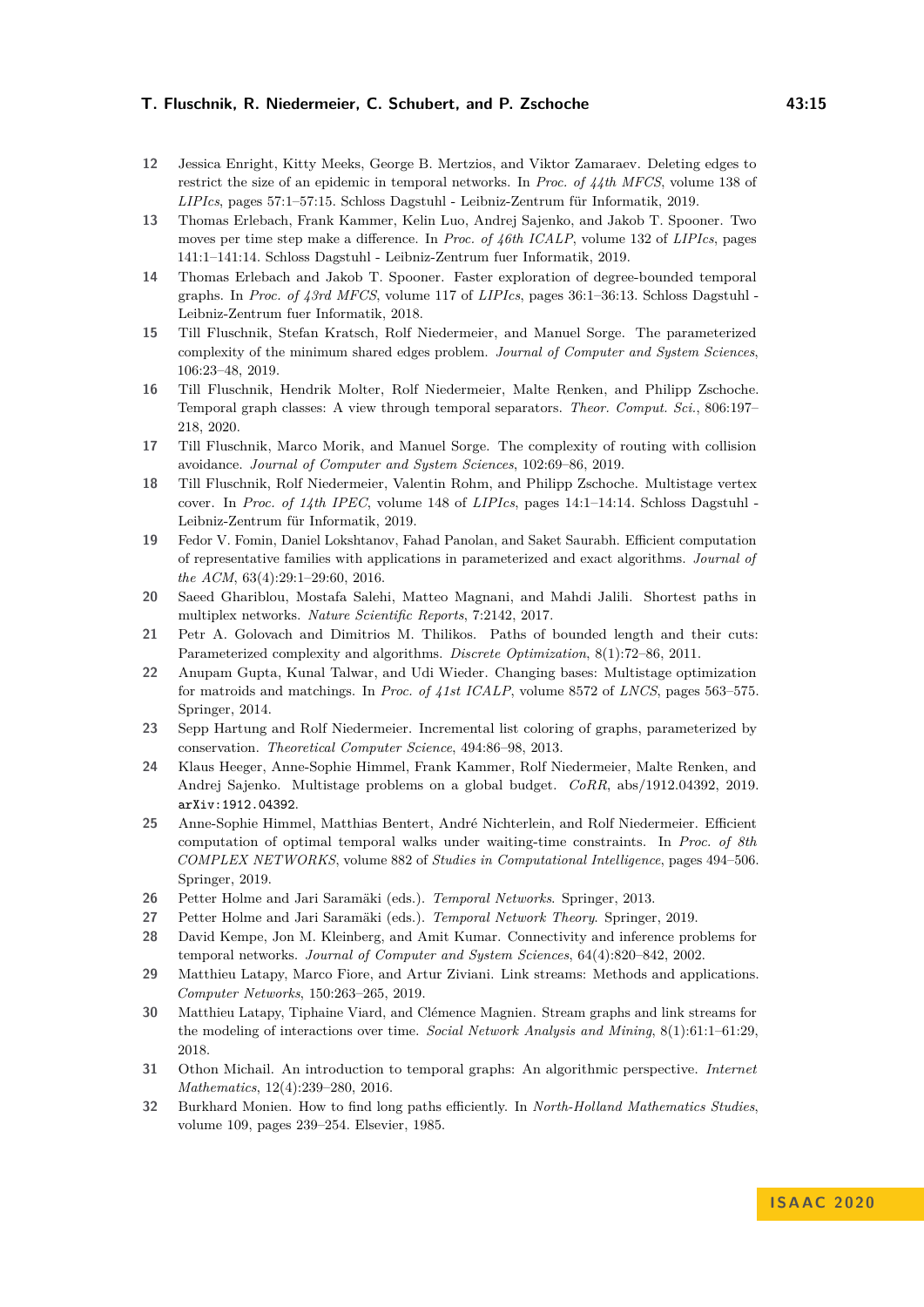12 Jessica Enright, Kitty Meeks, George B. Mertzios, and Viktor Zamaraev. Deleting edges to restrict the size of an epidemic in temporal networks. In *Proc. of 44th MFCS*, volume 138 of *LIPIcs*, pages 57:1–57:15. Schloss Dagstuhl - Leibniz-Zentrum für Informatik, 2019.

13 Thomas Erlebach, Frank Kammer, Kelin Luo, Andrej Sajenko, and Jakob T. Spooner. Two moves per time step make a difference. In *Proc. of 46th ICALP*, volume 132 of *LIPIcs*, pages 141:1–141:14. Schloss Dagstuhl - Leibniz-Zentrum fuer Informatik, 2019.

14 Thomas Erlebach and Jakob T. Spooner. Faster exploration of degree-bounded temporal graphs. In *Proc. of 43rd MFCS*, volume 117 of *LIPIcs*, pages 36:1–36:13. Schloss Dagstuhl - Leibniz-Zentrum fuer Informatik, 2018.

15 Till Fluschnik, Stefan Kratsch, Rolf Niedermeier, and Manuel Sorge. The parameterized complexity of the minimum shared edges problem. *Journal of Computer and System Sciences*, 106:23–48, 2019.

16 Till Fluschnik, Hendrik Molter, Rolf Niedermeier, Malte Renken, and Philipp Zschoche. Temporal graph classes: A view through temporal separators. *Theor. Comput. Sci.*, 806:197–218, 2020.

17 Till Fluschnik, Marco Morik, and Manuel Sorge. The complexity of routing with collision avoidance. *Journal of Computer and System Sciences*, 102:69–86, 2019.

18 Till Fluschnik, Rolf Niedermeier, Valentin Rohm, and Philipp Zschoche. Multistage vertex cover. In *Proc. of 14th IPEC*, volume 148 of *LIPIcs*, pages 14:1–14:14. Schloss Dagstuhl - Leibniz-Zentrum für Informatik, 2019.

19 Fedor V. Fomin, Daniel Lokshtanov, Fahad Panolan, and Saket Saurabh. Efficient computation of representative families with applications in parameterized and exact algorithms. *Journal of the ACM*, 63(4):29:1–29:60, 2016.

20 Saeed Ghariblou, Mostafa Salehi, Matteo Magnani, and Mahdi Jalili. Shortest paths in multiplex networks. *Nature Scientific Reports*, 7:2142, 2017.

21 Petr A. Golovach and Dimitrios M. Thilikos. Paths of bounded length and their cuts: Parameterized complexity and algorithms. *Discrete Optimization*, 8(1):72–86, 2011.

22 Anupam Gupta, Kunal Talwar, and Udi Wieder. Changing bases: Multistage optimization for matroids and matchings. In *Proc. of 41st ICALP*, volume 8572 of *LNCS*, pages 563–575. Springer, 2014.

23 Sepp Hartung and Rolf Niedermeier. Incremental list coloring of graphs, parameterized by conservation. *Theoretical Computer Science*, 494:86–98, 2013.

24 Klaus Heeger, Anne-Sophie Himmel, Frank Kammer, Rolf Niedermeier, Malte Renken, and Andrej Sajenko. Multistage problems on a global budget. *CoRR*, abs/1912.04392, 2019. arXiv:1912.04392.

25 Anne-Sophie Himmel, Matthias Bentert, André Nichterlein, and Rolf Niedermeier. Efficient computation of optimal temporal walks under waiting-time constraints. In *Proc. of 8th COMPLEX NETWORKS*, volume 882 of *Studies in Computational Intelligence*, pages 494–506. Springer, 2019.

26 Petter Holme and Jari Saramäki (eds.). *Temporal Networks*. Springer, 2013.

27 Petter Holme and Jari Saramäki (eds.). *Temporal Network Theory*. Springer, 2019.

28 David Kempe, Jon M. Kleinberg, and Amit Kumar. Connectivity and inference problems for temporal networks. *Journal of Computer and System Sciences*, 64(4):820–842, 2002.

29 Matthieu Latapy, Marco Fiore, and Artur Ziviani. Link streams: Methods and applications. *Computer Networks*, 150:263–265, 2019.

30 Matthieu Latapy, Tiphaine Viard, and Clémence Magnien. Stream graphs and link streams for the modeling of interactions over time. *Social Network Analysis and Mining*, 8(1):61:1–61:29, 2018.

31 Othon Michail. An introduction to temporal graphs: An algorithmic perspective. *Internet Mathematics*, 12(4):239–280, 2016.

32 Burkhard Monien. How to find long paths efficiently. In *North-Holland Mathematics Studies*, volume 109, pages 239–254. Elsevier, 1985.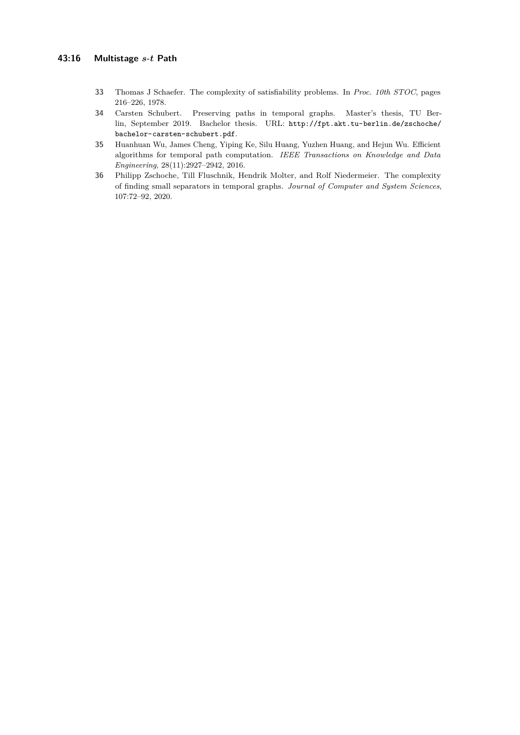33 Thomas J Schaefer. The complexity of satisfiability problems. In *Proc. 10th STOC*, pages 216–226, 1978.

34 Carsten Schubert. Preserving paths in temporal graphs. Master's thesis, TU Berlin, September 2019. Bachelor thesis. URL: http://fpt.akt.tu-berlin.de/zschoche/bachelor-carsten-schubert.pdf.

35 Huanhuan Wu, James Cheng, Yiping Ke, Silu Huang, Yuzhen Huang, and Hejun Wu. Efficient algorithms for temporal path computation. *IEEE Transactions on Knowledge and Data Engineering*, 28(11):2927–2942, 2016.

36 Philipp Zschoche, Till Fluschnik, Hendrik Molter, and Rolf Niedermeier. The complexity of finding small separators in temporal graphs. *Journal of Computer and System Sciences*, 107:72–92, 2020.